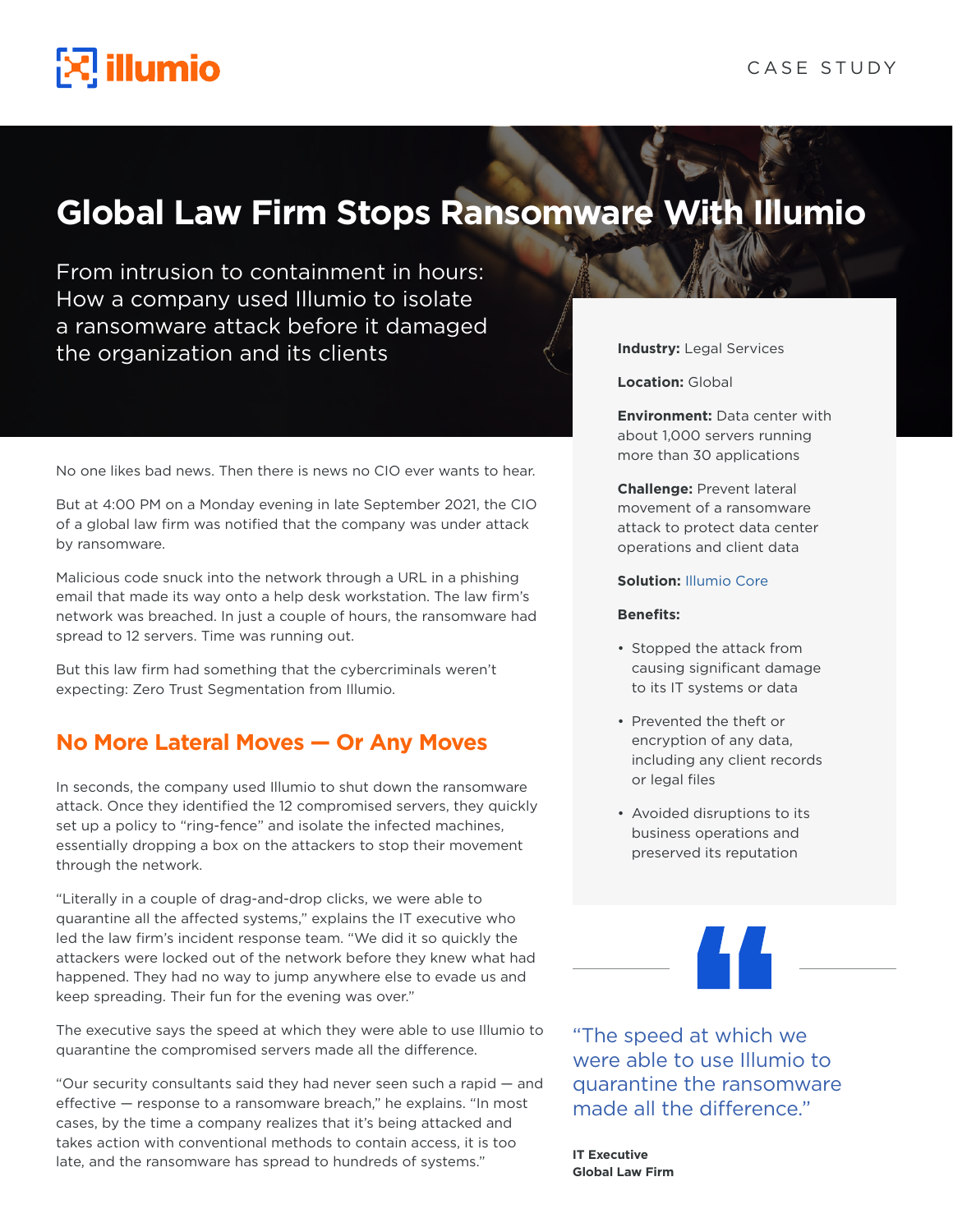# Global Law Firm Stops Ransomware With Illumio

From intrusion to containment in hours: How a company used Illumio to isolate a ransomware attack before it damaged the organization and its clients

**Industry:** Legal Services

**Location:** Global

**Environment:** Data center with about 1,000 servers running more than 30 applications

**Challenge:** Prevent lateral movement of a ransomware attack to protect data center operations and client data

**Solution:** Illumio Core

**Benefits:**

- Stopped the attack from causing significant damage to its IT systems or data
- Prevented the theft or encryption of any data, including any client records or legal files
- Avoided disruptions to its business operations and preserved its reputation

No one likes bad news. Then there is news no CIO ever wants to hear.

But at 4:00 PM on a Monday evening in late September 2021, the CIO of a global law firm was notified that the company was under attack by ransomware.

Malicious code snuck into the network through a URL in a phishing email that made its way onto a help desk workstation. The law firm's network was breached. In just a couple of hours, the ransomware had spread to 12 servers. Time was running out.

But this law firm had something that the cybercriminals weren't expecting: Zero Trust Segmentation from Illumio.

## No More Lateral Moves — Or Any Moves

In seconds, the company used Illumio to shut down the ransomware attack. Once they identified the 12 compromised servers, they quickly set up a policy to "ring-fence" and isolate the infected machines, essentially dropping a box on the attackers to stop their movement through the network.

"Literally in a couple of drag-and-drop clicks, we were able to quarantine all the affected systems," explains the IT executive who led the law firm's incident response team. "We did it so quickly the attackers were locked out of the network before they knew what had happened. They had no way to jump anywhere else to evade us and keep spreading. Their fun for the evening was over."

The executive says the speed at which they were able to use Illumio to quarantine the compromised servers made all the difference.

"Our security consultants said they had never seen such a rapid — and effective — response to a ransomware breach," he explains. "In most cases, by the time a company realizes that it's being attacked and takes action with conventional methods to contain access, it is too late, and the ransomware has spread to hundreds of systems."

> "The speed at which we were able to use Illumio to quarantine the ransomware made all the difference."
>
> **IT Executive**
> **Global Law Firm**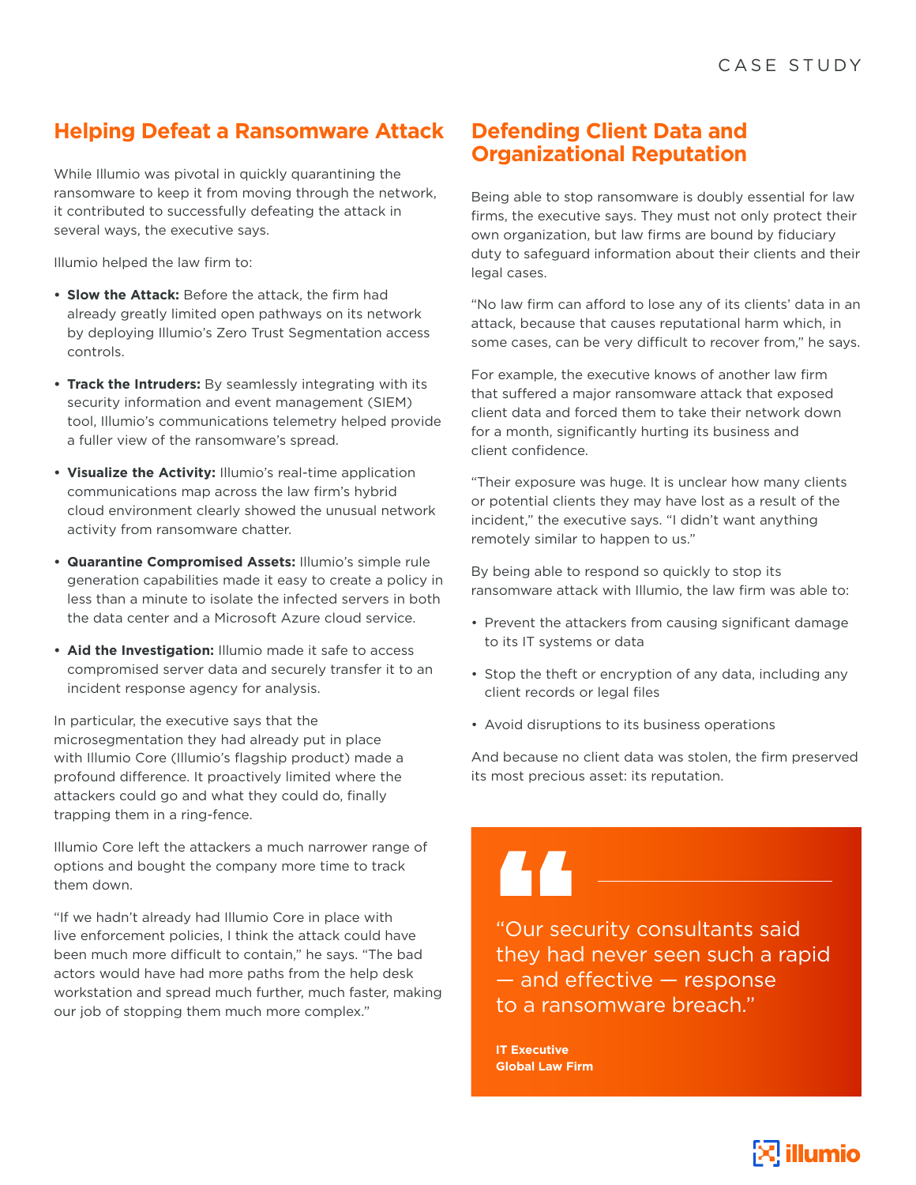## Helping Defeat a Ransomware Attack

While Illumio was pivotal in quickly quarantining the ransomware to keep it from moving through the network, it contributed to successfully defeating the attack in several ways, the executive says.

Illumio helped the law firm to:

- **Slow the Attack:** Before the attack, the firm had already greatly limited open pathways on its network by deploying Illumio's Zero Trust Segmentation access controls.
- **Track the Intruders:** By seamlessly integrating with its security information and event management (SIEM) tool, Illumio's communications telemetry helped provide a fuller view of the ransomware's spread.
- **Visualize the Activity:** Illumio's real-time application communications map across the law firm's hybrid cloud environment clearly showed the unusual network activity from ransomware chatter.
- **Quarantine Compromised Assets:** Illumio's simple rule generation capabilities made it easy to create a policy in less than a minute to isolate the infected servers in both the data center and a Microsoft Azure cloud service.
- **Aid the Investigation:** Illumio made it safe to access compromised server data and securely transfer it to an incident response agency for analysis.

In particular, the executive says that the microsegmentation they had already put in place with Illumio Core (Illumio's flagship product) made a profound difference. It proactively limited where the attackers could go and what they could do, finally trapping them in a ring-fence.

Illumio Core left the attackers a much narrower range of options and bought the company more time to track them down.

"If we hadn't already had Illumio Core in place with live enforcement policies, I think the attack could have been much more difficult to contain," he says. "The bad actors would have had more paths from the help desk workstation and spread much further, much faster, making our job of stopping them much more complex."

## Defending Client Data and Organizational Reputation

Being able to stop ransomware is doubly essential for law firms, the executive says. They must not only protect their own organization, but law firms are bound by fiduciary duty to safeguard information about their clients and their legal cases.

"No law firm can afford to lose any of its clients' data in an attack, because that causes reputational harm which, in some cases, can be very difficult to recover from," he says.

For example, the executive knows of another law firm that suffered a major ransomware attack that exposed client data and forced them to take their network down for a month, significantly hurting its business and client confidence.

"Their exposure was huge. It is unclear how many clients or potential clients they may have lost as a result of the incident," the executive says. "I didn't want anything remotely similar to happen to us."

By being able to respond so quickly to stop its ransomware attack with Illumio, the law firm was able to:

- Prevent the attackers from causing significant damage to its IT systems or data
- Stop the theft or encryption of any data, including any client records or legal files
- Avoid disruptions to its business operations

And because no client data was stolen, the firm preserved its most precious asset: its reputation.

> "Our security consultants said they had never seen such a rapid — and effective — response to a ransomware breach."
>
> **IT Executive**
> **Global Law Firm**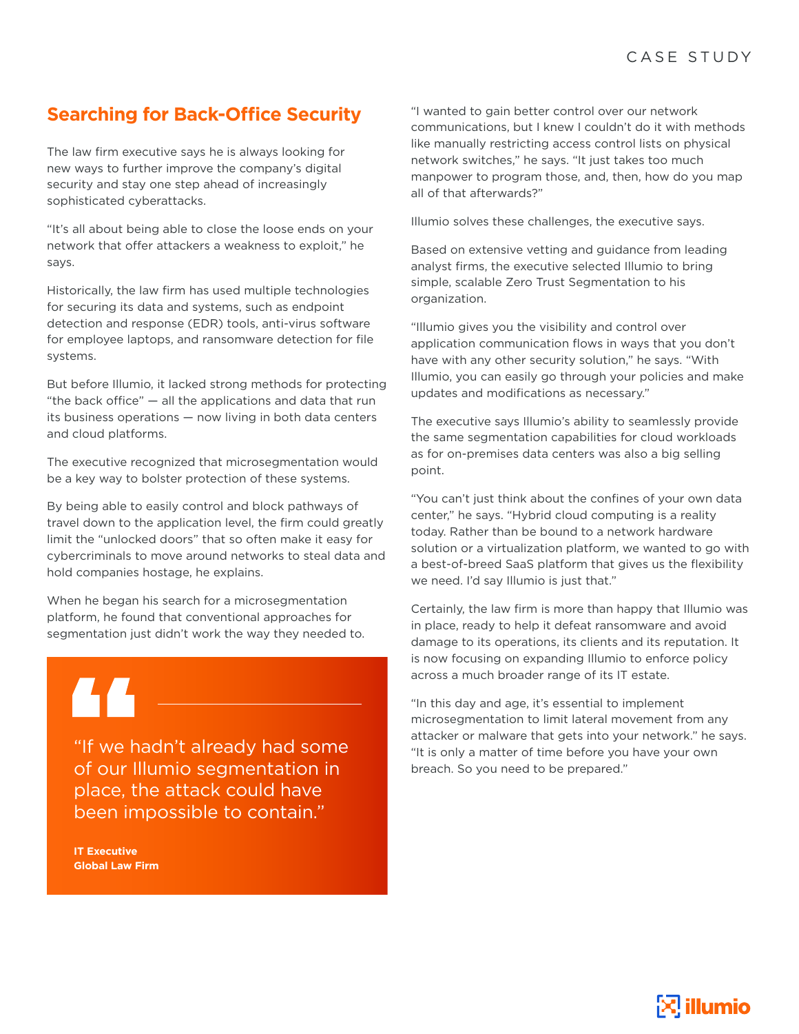## Searching for Back-Office Security

The law firm executive says he is always looking for new ways to further improve the company's digital security and stay one step ahead of increasingly sophisticated cyberattacks.

"It's all about being able to close the loose ends on your network that offer attackers a weakness to exploit," he says.

Historically, the law firm has used multiple technologies for securing its data and systems, such as endpoint detection and response (EDR) tools, anti-virus software for employee laptops, and ransomware detection for file systems.

But before Illumio, it lacked strong methods for protecting "the back office" — all the applications and data that run its business operations — now living in both data centers and cloud platforms.

The executive recognized that microsegmentation would be a key way to bolster protection of these systems.

By being able to easily control and block pathways of travel down to the application level, the firm could greatly limit the "unlocked doors" that so often make it easy for cybercriminals to move around networks to steal data and hold companies hostage, he explains.

When he began his search for a microsegmentation platform, he found that conventional approaches for segmentation just didn't work the way they needed to.

> "If we hadn't already had some of our Illumio segmentation in place, the attack could have been impossible to contain."
>
> **IT Executive**
> **Global Law Firm**

"I wanted to gain better control over our network communications, but I knew I couldn't do it with methods like manually restricting access control lists on physical network switches," he says. "It just takes too much manpower to program those, and, then, how do you map all of that afterwards?"

Illumio solves these challenges, the executive says.

Based on extensive vetting and guidance from leading analyst firms, the executive selected Illumio to bring simple, scalable Zero Trust Segmentation to his organization.

"Illumio gives you the visibility and control over application communication flows in ways that you don't have with any other security solution," he says. "With Illumio, you can easily go through your policies and make updates and modifications as necessary."

The executive says Illumio's ability to seamlessly provide the same segmentation capabilities for cloud workloads as for on-premises data centers was also a big selling point.

"You can't just think about the confines of your own data center," he says. "Hybrid cloud computing is a reality today. Rather than be bound to a network hardware solution or a virtualization platform, we wanted to go with a best-of-breed SaaS platform that gives us the flexibility we need. I'd say Illumio is just that."

Certainly, the law firm is more than happy that Illumio was in place, ready to help it defeat ransomware and avoid damage to its operations, its clients and its reputation. It is now focusing on expanding Illumio to enforce policy across a much broader range of its IT estate.

"In this day and age, it's essential to implement microsegmentation to limit lateral movement from any attacker or malware that gets into your network." he says. "It is only a matter of time before you have your own breach. So you need to be prepared."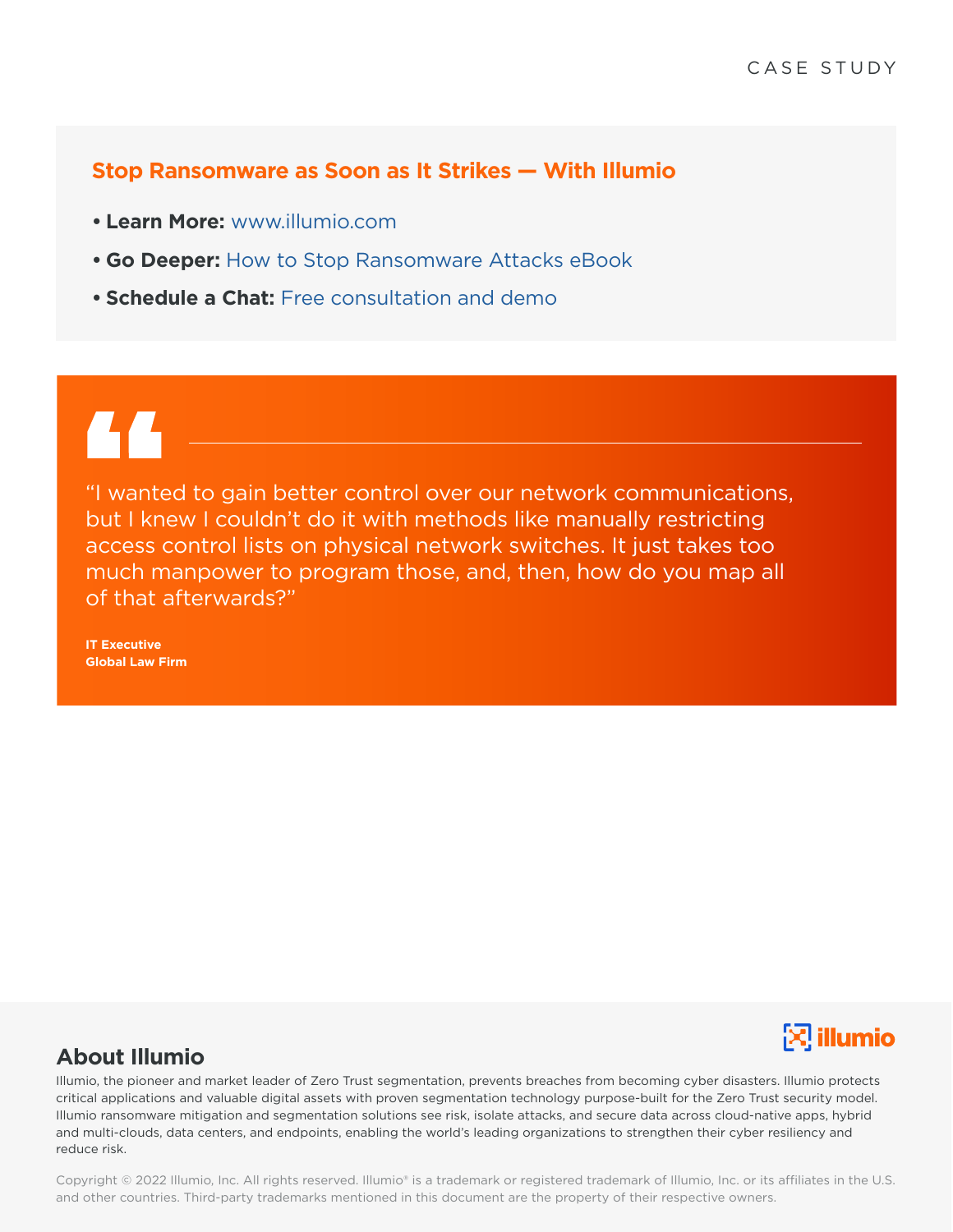## Stop Ransomware as Soon as It Strikes — With Illumio

- **Learn More:** www.illumio.com
- **Go Deeper:** How to Stop Ransomware Attacks eBook
- **Schedule a Chat:** Free consultation and demo

> "I wanted to gain better control over our network communications, but I knew I couldn't do it with methods like manually restricting access control lists on physical network switches. It just takes too much manpower to program those, and, then, how do you map all of that afterwards?"
>
> **IT Executive**
> **Global Law Firm**

## About Illumio

Illumio, the pioneer and market leader of Zero Trust segmentation, prevents breaches from becoming cyber disasters. Illumio protects critical applications and valuable digital assets with proven segmentation technology purpose-built for the Zero Trust security model. Illumio ransomware mitigation and segmentation solutions see risk, isolate attacks, and secure data across cloud-native apps, hybrid and multi-clouds, data centers, and endpoints, enabling the world's leading organizations to strengthen their cyber resiliency and reduce risk.

Copyright © 2022 Illumio, Inc. All rights reserved. Illumio® is a trademark or registered trademark of Illumio, Inc. or its affiliates in the U.S. and other countries. Third-party trademarks mentioned in this document are the property of their respective owners.